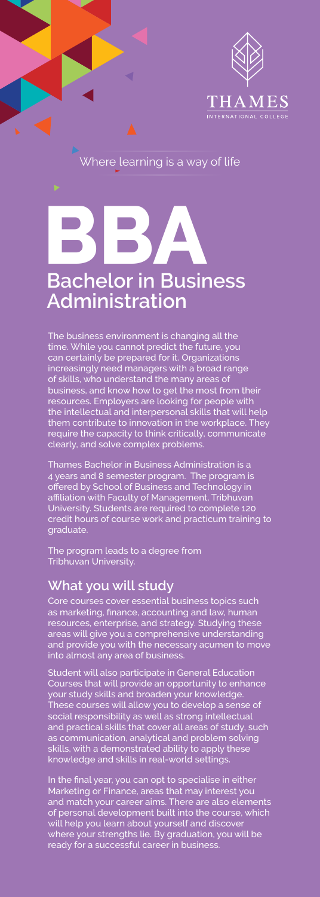THAMES

INTERNATIONAL COLLEGE

Where learning is a way of life

# BBA

## Bachelor in Business Administration

The business environment is changing all the time. While you cannot predict the future, you can certainly be prepared for it. Organizations increasingly need managers with a broad range of skills, who understand the many areas of business, and know how to get the most from their resources. Employers are looking for people with the intellectual and interpersonal skills that will help them contribute to innovation in the workplace. They require the capacity to think critically, communicate clearly, and solve complex problems.

Thames Bachelor in Business Administration is a 4 years and 8 semester program. The program is offered by School of Business and Technology in affiliation with Faculty of Management, Tribhuvan University. Students are required to complete 120 credit hours of course work and practicum training to graduate.

The program leads to a degree from Tribhuvan University.

### What you will study

Core courses cover essential business topics such as marketing, finance, accounting and law, human resources, enterprise, and strategy. Studying these areas will give you a comprehensive understanding and provide you with the necessary acumen to move into almost any area of business.

Student will also participate in General Education Courses that will provide an opportunity to enhance your study skills and broaden your knowledge. These courses will allow you to develop a sense of social responsibility as well as strong intellectual and practical skills that cover all areas of study, such as communication, analytical and problem solving skills, with a demonstrated ability to apply these knowledge and skills in real-world settings.

In the final year, you can opt to specialise in either Marketing or Finance, areas that may interest you and match your career aims. There are also elements of personal development built into the course, which will help you learn about yourself and discover where your strengths lie. By graduation, you will be ready for a successful career in business.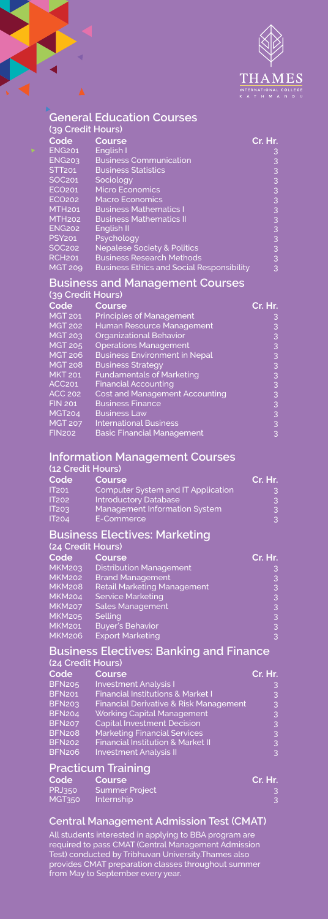## General Education Courses

**(39 Credit Hours)**

| Code | Course | Cr. Hr. |
|---|---|---|
| ENG201 | English I | 3 |
| ENG203 | Business Communication | 3 |
| STT201 | Business Statistics | 3 |
| SOC201 | Sociology | 3 |
| ECO201 | Micro Economics | 3 |
| ECO202 | Macro Economics | 3 |
| MTH201 | Business Mathematics I | 3 |
| MTH202 | Business Mathematics II | 3 |
| ENG202 | English II | 3 |
| PSY201 | Psychology | 3 |
| SOC202 | Nepalese Society & Politics | 3 |
| RCH201 | Business Research Methods | 3 |
| MGT 209 | Business Ethics and Social Responsibility | 3 |

## Business and Management Courses

**(39 Credit Hours)**

| Code | Course | Cr. Hr. |
|---|---|---|
| MGT 201 | Principles of Management | 3 |
| MGT 202 | Human Resource Management | 3 |
| MGT 203 | Organizational Behavior | 3 |
| MGT 205 | Operations Management | 3 |
| MGT 206 | Business Environment in Nepal | 3 |
| MGT 208 | Business Strategy | 3 |
| MKT 201 | Fundamentals of Marketing | 3 |
| ACC201 | Financial Accounting | 3 |
| ACC 202 | Cost and Management Accounting | 3 |
| FIN 201 | Business Finance | 3 |
| MGT204 | Business Law | 3 |
| MGT 207 | International Business | 3 |
| FIN202 | Basic Financial Management | 3 |

## Information Management Courses

**(12 Credit Hours)**

| Code | Course | Cr. Hr. |
|---|---|---|
| IT201 | Computer System and IT Application | 3 |
| IT202 | Introductory Database | 3 |
| IT203 | Management Information System | 3 |
| IT204 | E-Commerce | 3 |

## Business Electives: Marketing

**(24 Credit Hours)**

| Code | Course | Cr. Hr. |
|---|---|---|
| MKM203 | Distribution Management | 3 |
| MKM202 | Brand Management | 3 |
| MKM208 | Retail Marketing Management | 3 |
| MKM204 | Service Marketing | 3 |
| MKM207 | Sales Management | 3 |
| MKM205 | Selling | 3 |
| MKM201 | Buyer's Behavior | 3 |
| MKM206 | Export Marketing | 3 |

## Business Electives: Banking and Finance

**(24 Credit Hours)**

| Code | Course | Cr. Hr. |
|---|---|---|
| BFN205 | Investment Analysis I | 3 |
| BFN201 | Financial Institutions & Market I | 3 |
| BFN203 | Financial Derivative & Risk Management | 3 |
| BFN204 | Working Capital Management | 3 |
| BFN207 | Capital Investment Decision | 3 |
| BFN208 | Marketing Financial Services | 3 |
| BFN202 | Financial Institution & Market II | 3 |
| BFN206 | Investment Analysis II | 3 |

## Practicum Training

| Code | Course | Cr. Hr. |
|---|---|---|
| PRJ350 | Summer Project | 3 |
| MGT350 | Internship | 3 |

## Central Management Admission Test (CMAT)

All students interested in applying to BBA program are required to pass CMAT (Central Management Admission Test) conducted by Tribhuvan University.Thames also provides CMAT preparation classes throughout summer from May to September every year.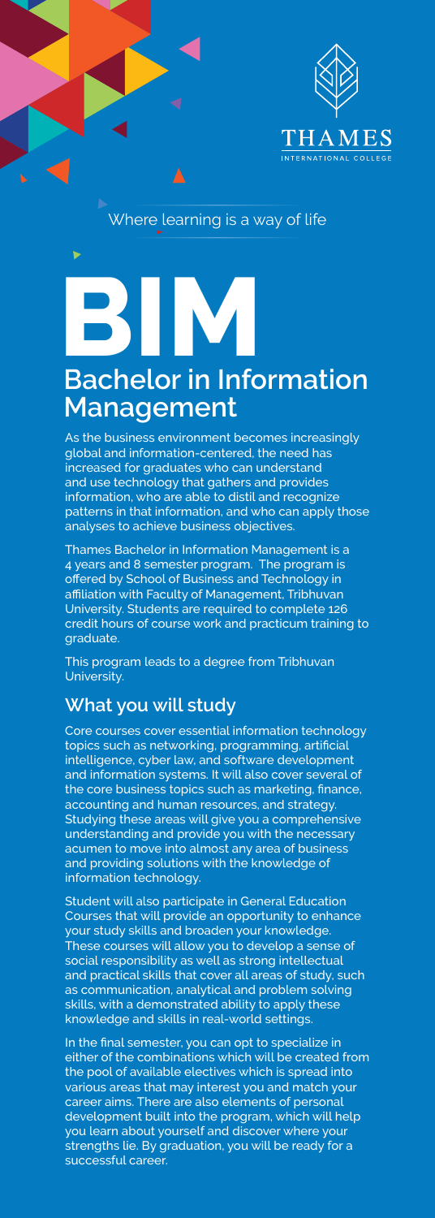THAMES

INTERNATIONAL COLLEGE

Where learning is a way of life

# BIM

## Bachelor in Information Management

As the business environment becomes increasingly global and information-centered, the need has increased for graduates who can understand and use technology that gathers and provides information, who are able to distil and recognize patterns in that information, and who can apply those analyses to achieve business objectives.

Thames Bachelor in Information Management is a 4 years and 8 semester program. The program is offered by School of Business and Technology in affiliation with Faculty of Management, Tribhuvan University. Students are required to complete 126 credit hours of course work and practicum training to graduate.

This program leads to a degree from Tribhuvan University.

### What you will study

Core courses cover essential information technology topics such as networking, programming, artificial intelligence, cyber law, and software development and information systems. It will also cover several of the core business topics such as marketing, finance, accounting and human resources, and strategy. Studying these areas will give you a comprehensive understanding and provide you with the necessary acumen to move into almost any area of business and providing solutions with the knowledge of information technology.

Student will also participate in General Education Courses that will provide an opportunity to enhance your study skills and broaden your knowledge. These courses will allow you to develop a sense of social responsibility as well as strong intellectual and practical skills that cover all areas of study, such as communication, analytical and problem solving skills, with a demonstrated ability to apply these knowledge and skills in real-world settings.

In the final semester, you can opt to specialize in either of the combinations which will be created from the pool of available electives which is spread into various areas that may interest you and match your career aims. There are also elements of personal development built into the program, which will help you learn about yourself and discover where your strengths lie. By graduation, you will be ready for a successful career.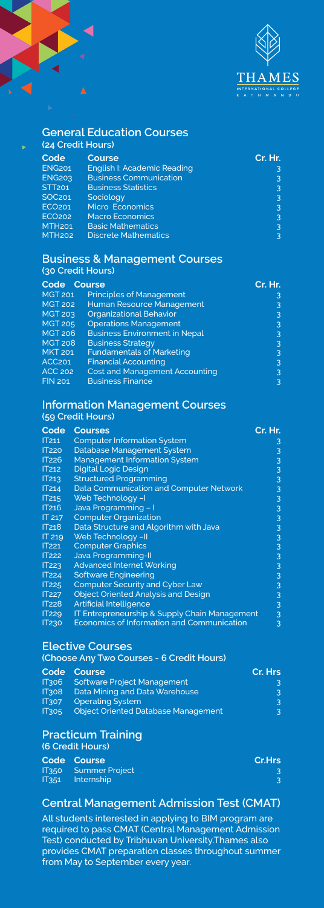## General Education Courses

**(24 Credit Hours)**

| Code | Course | Cr. Hr. |
|---|---|---|
| ENG201 | English I: Academic Reading | 3 |
| ENG203 | Business Communication | 3 |
| STT201 | Business Statistics | 3 |
| SOC201 | Sociology | 3 |
| ECO201 | Micro Economics | 3 |
| ECO202 | Macro Economics | 3 |
| MTH201 | Basic Mathematics | 3 |
| MTH202 | Discrete Mathematics | 3 |

## Business & Management Courses

**(30 Credit Hours)**

| Code | Course | Cr. Hr. |
|---|---|---|
| MGT 201 | Principles of Management | 3 |
| MGT 202 | Human Resource Management | 3 |
| MGT 203 | Organizational Behavior | 3 |
| MGT 205 | Operations Management | 3 |
| MGT 206 | Business Environment in Nepal | 3 |
| MGT 208 | Business Strategy | 3 |
| MKT 201 | Fundamentals of Marketing | 3 |
| ACC201 | Financial Accounting | 3 |
| ACC 202 | Cost and Management Accounting | 3 |
| FIN 201 | Business Finance | 3 |

## Information Management Courses

**(59 Credit Hours)**

| Code | Courses | Cr. Hr. |
|---|---|---|
| IT211 | Computer Information System | 3 |
| IT220 | Database Management System | 3 |
| IT226 | Management Information System | 3 |
| IT212 | Digital Logic Design | 3 |
| IT213 | Structured Programming | 3 |
| IT214 | Data Communication and Computer Network | 3 |
| IT215 | Web Technology –I | 3 |
| IT216 | Java Programming – I | 3 |
| IT 217 | Computer Organization | 3 |
| IT218 | Data Structure and Algorithm with Java | 3 |
| IT 219 | Web Technology –II | 3 |
| IT221 | Computer Graphics | 3 |
| IT222 | Java Programming-II | 3 |
| IT223 | Advanced Internet Working | 3 |
| IT224 | Software Engineering | 3 |
| IT225 | Computer Security and Cyber Law | 3 |
| IT227 | Object Oriented Analysis and Design | 3 |
| IT228 | Artificial Intelligence | 3 |
| IT229 | IT Entrepreneurship & Supply Chain Management | 3 |
| IT230 | Economics of Information and Communication | 3 |

## Elective Courses

**(Choose Any Two Courses - 6 Credit Hours)**

| Code | Course | Cr. Hrs |
|---|---|---|
| IT306 | Software Project Management | 3 |
| IT308 | Data Mining and Data Warehouse | 3 |
| IT307 | Operating System | 3 |
| IT305 | Object Oriented Database Management | 3 |

## Practicum Training

**(6 Credit Hours)**

| Code | Course | Cr.Hrs |
|---|---|---|
| IT350 | Summer Project | 3 |
| IT351 | Internship | 3 |

## Central Management Admission Test (CMAT)

All students interested in applying to BIM program are required to pass CMAT (Central Management Admission Test) conducted by Tribhuvan University.Thames also provides CMAT preparation classes throughout summer from May to September every year.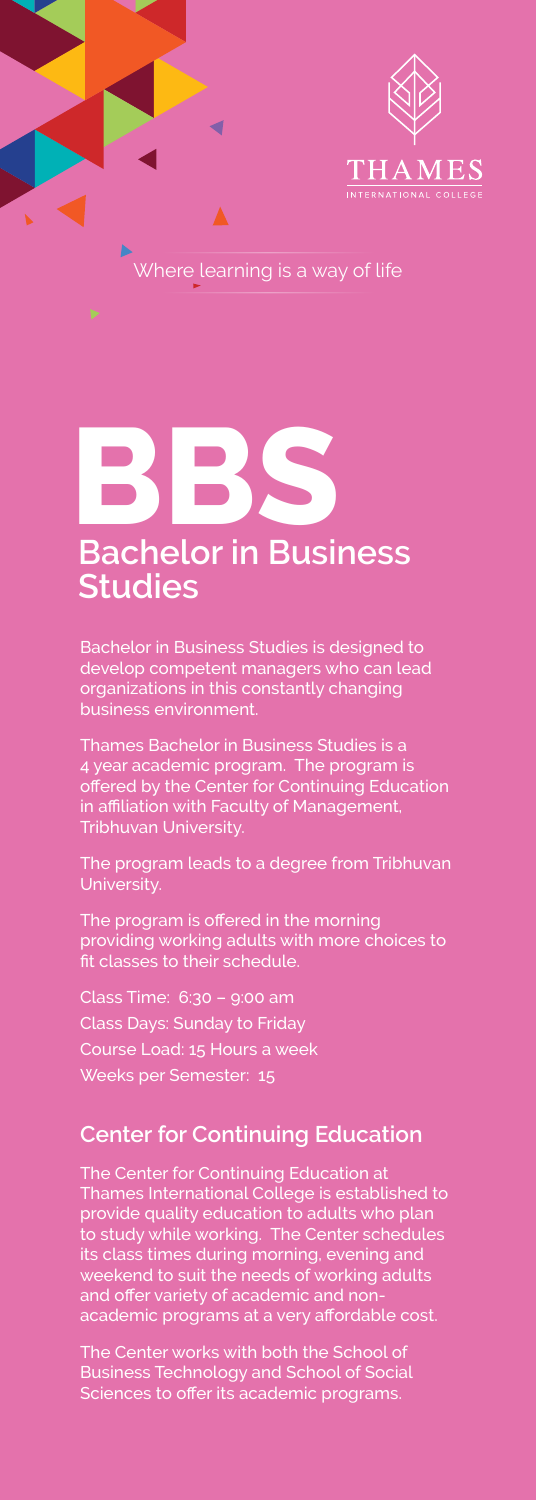THAMES

INTERNATIONAL COLLEGE

Where learning is a way of life

# BBS

## Bachelor in Business Studies

Bachelor in Business Studies is designed to develop competent managers who can lead organizations in this constantly changing business environment.

Thames Bachelor in Business Studies is a 4 year academic program. The program is offered by the Center for Continuing Education in affiliation with Faculty of Management, Tribhuvan University.

The program leads to a degree from Tribhuvan University.

The program is offered in the morning providing working adults with more choices to fit classes to their schedule.

Class Time: 6:30 – 9:00 am
Class Days: Sunday to Friday
Course Load: 15 Hours a week
Weeks per Semester: 15

## Center for Continuing Education

The Center for Continuing Education at Thames International College is established to provide quality education to adults who plan to study while working. The Center schedules its class times during morning, evening and weekend to suit the needs of working adults and offer variety of academic and non-academic programs at a very affordable cost.

The Center works with both the School of Business Technology and School of Social Sciences to offer its academic programs.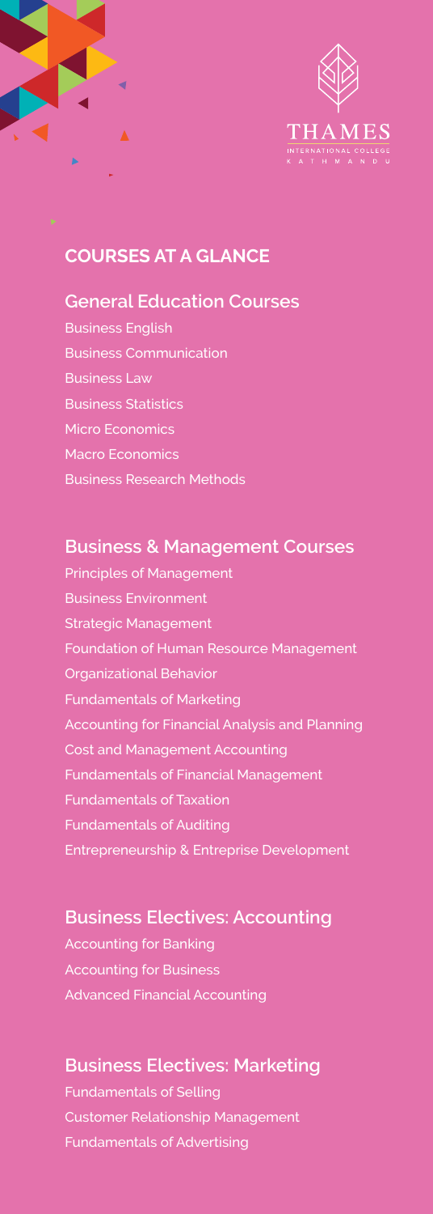THAMES
INTERNATIONAL COLLEGE
KATHMANDU

## COURSES AT A GLANCE

### General Education Courses

Business English
Business Communication
Business Law
Business Statistics
Micro Economics
Macro Economics
Business Research Methods

### Business & Management Courses

Principles of Management
Business Environment
Strategic Management
Foundation of Human Resource Management
Organizational Behavior
Fundamentals of Marketing
Accounting for Financial Analysis and Planning
Cost and Management Accounting
Fundamentals of Financial Management
Fundamentals of Taxation
Fundamentals of Auditing
Entrepreneurship & Entreprise Development

### Business Electives: Accounting

Accounting for Banking
Accounting for Business
Advanced Financial Accounting

### Business Electives: Marketing

Fundamentals of Selling
Customer Relationship Management
Fundamentals of Advertising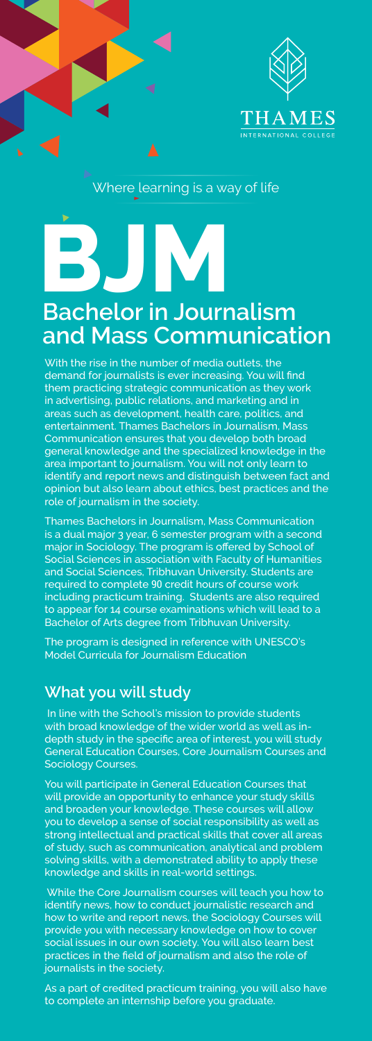THAMES

INTERNATIONAL COLLEGE

Where learning is a way of life

# BJM

## Bachelor in Journalism and Mass Communication

With the rise in the number of media outlets, the demand for journalists is ever increasing. You will find them practicing strategic communication as they work in advertising, public relations, and marketing and in areas such as development, health care, politics, and entertainment. Thames Bachelors in Journalism, Mass Communication ensures that you develop both broad general knowledge and the specialized knowledge in the area important to journalism. You will not only learn to identify and report news and distinguish between fact and opinion but also learn about ethics, best practices and the role of journalism in the society.

Thames Bachelors in Journalism, Mass Communication is a dual major 3 year, 6 semester program with a second major in Sociology. The program is offered by School of Social Sciences in association with Faculty of Humanities and Social Sciences, Tribhuvan University. Students are required to complete 90 credit hours of course work including practicum training. Students are also required to appear for 14 course examinations which will lead to a Bachelor of Arts degree from Tribhuvan University.

The program is designed in reference with UNESCO's Model Curricula for Journalism Education

### What you will study

In line with the School's mission to provide students with broad knowledge of the wider world as well as in-depth study in the specific area of interest, you will study General Education Courses, Core Journalism Courses and Sociology Courses.

You will participate in General Education Courses that will provide an opportunity to enhance your study skills and broaden your knowledge. These courses will allow you to develop a sense of social responsibility as well as strong intellectual and practical skills that cover all areas of study, such as communication, analytical and problem solving skills, with a demonstrated ability to apply these knowledge and skills in real-world settings.

While the Core Journalism courses will teach you how to identify news, how to conduct journalistic research and how to write and report news, the Sociology Courses will provide you with necessary knowledge on how to cover social issues in our own society. You will also learn best practices in the field of journalism and also the role of journalists in the society.

As a part of credited practicum training, you will also have to complete an internship before you graduate.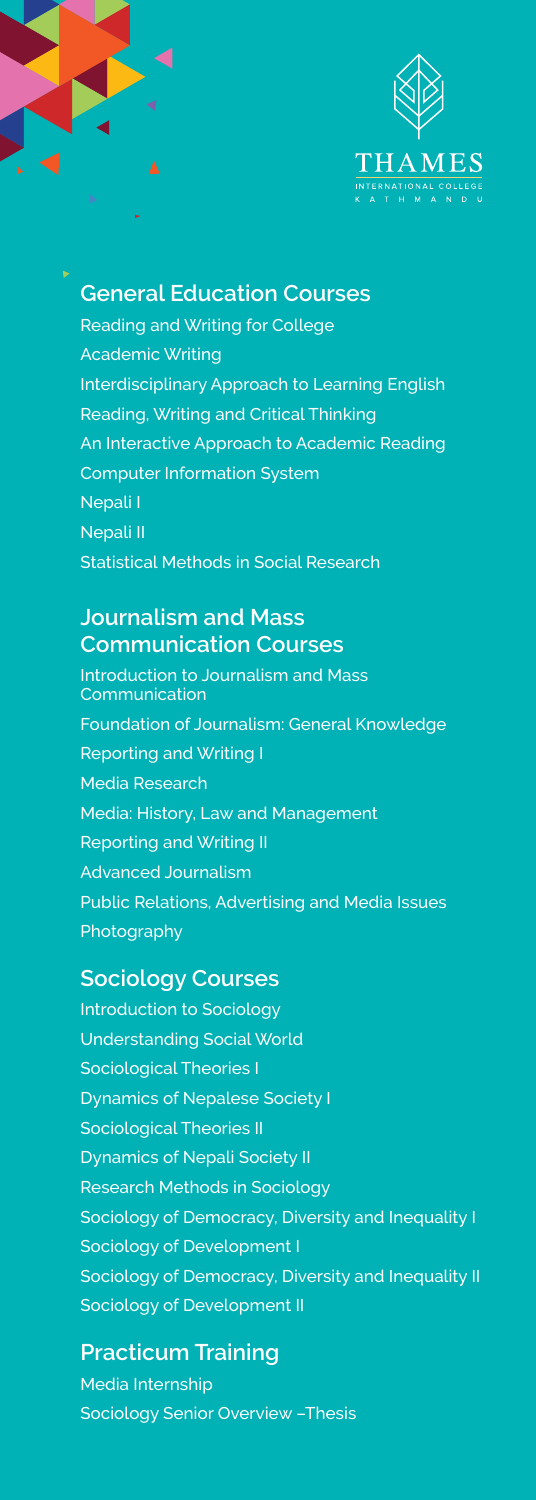THAMES
INTERNATIONAL COLLEGE
KATHMANDU

## General Education Courses

Reading and Writing for College
Academic Writing
Interdisciplinary Approach to Learning English
Reading, Writing and Critical Thinking
An Interactive Approach to Academic Reading
Computer Information System
Nepali I
Nepali II
Statistical Methods in Social Research

## Journalism and Mass Communication Courses

Introduction to Journalism and Mass Communication
Foundation of Journalism: General Knowledge
Reporting and Writing I
Media Research
Media: History, Law and Management
Reporting and Writing II
Advanced Journalism
Public Relations, Advertising and Media Issues
Photography

## Sociology Courses

Introduction to Sociology
Understanding Social World
Sociological Theories I
Dynamics of Nepalese Society I
Sociological Theories II
Dynamics of Nepali Society II
Research Methods in Sociology
Sociology of Democracy, Diversity and Inequality I
Sociology of Development I
Sociology of Democracy, Diversity and Inequality II
Sociology of Development II

## Practicum Training

Media Internship
Sociology Senior Overview –Thesis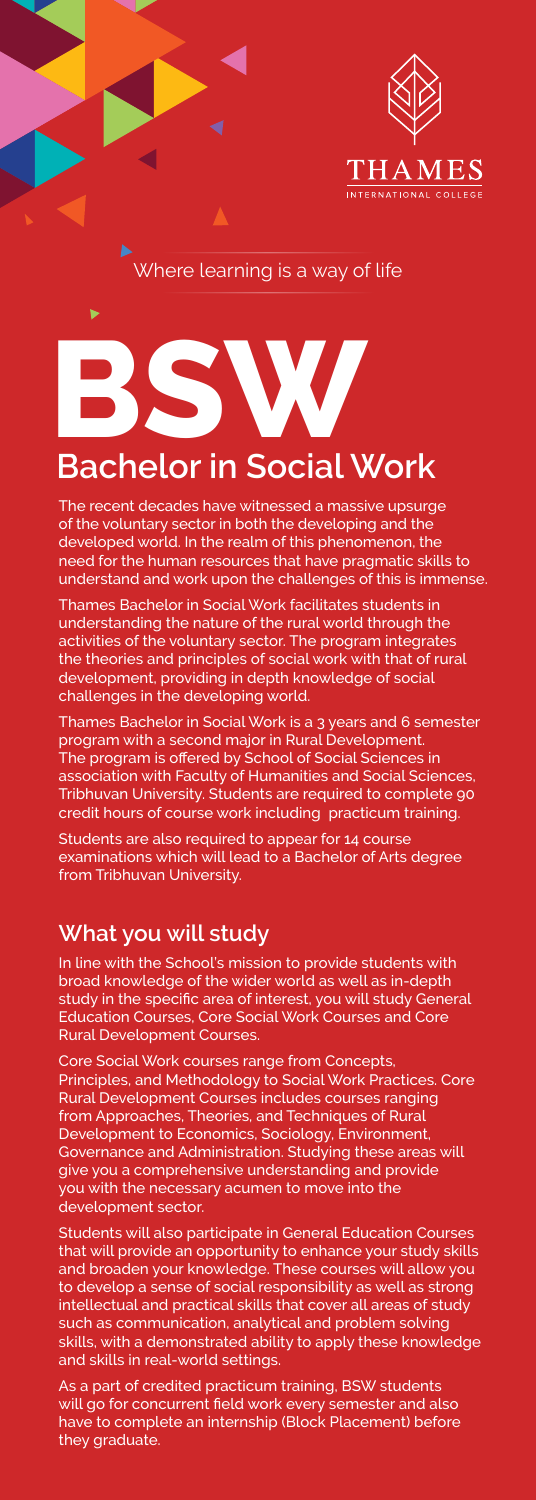THAMES
INTERNATIONAL COLLEGE

Where learning is a way of life

# BSW

## Bachelor in Social Work

The recent decades have witnessed a massive upsurge of the voluntary sector in both the developing and the developed world. In the realm of this phenomenon, the need for the human resources that have pragmatic skills to understand and work upon the challenges of this is immense.

Thames Bachelor in Social Work facilitates students in understanding the nature of the rural world through the activities of the voluntary sector. The program integrates the theories and principles of social work with that of rural development, providing in depth knowledge of social challenges in the developing world.

Thames Bachelor in Social Work is a 3 years and 6 semester program with a second major in Rural Development. The program is offered by School of Social Sciences in association with Faculty of Humanities and Social Sciences, Tribhuvan University. Students are required to complete 90 credit hours of course work including practicum training.

Students are also required to appear for 14 course examinations which will lead to a Bachelor of Arts degree from Tribhuvan University.

## What you will study

In line with the School's mission to provide students with broad knowledge of the wider world as well as in-depth study in the specific area of interest, you will study General Education Courses, Core Social Work Courses and Core Rural Development Courses.

Core Social Work courses range from Concepts, Principles, and Methodology to Social Work Practices. Core Rural Development Courses includes courses ranging from Approaches, Theories, and Techniques of Rural Development to Economics, Sociology, Environment, Governance and Administration. Studying these areas will give you a comprehensive understanding and provide you with the necessary acumen to move into the development sector.

Students will also participate in General Education Courses that will provide an opportunity to enhance your study skills and broaden your knowledge. These courses will allow you to develop a sense of social responsibility as well as strong intellectual and practical skills that cover all areas of study such as communication, analytical and problem solving skills, with a demonstrated ability to apply these knowledge and skills in real-world settings.

As a part of credited practicum training, BSW students will go for concurrent field work every semester and also have to complete an internship (Block Placement) before they graduate.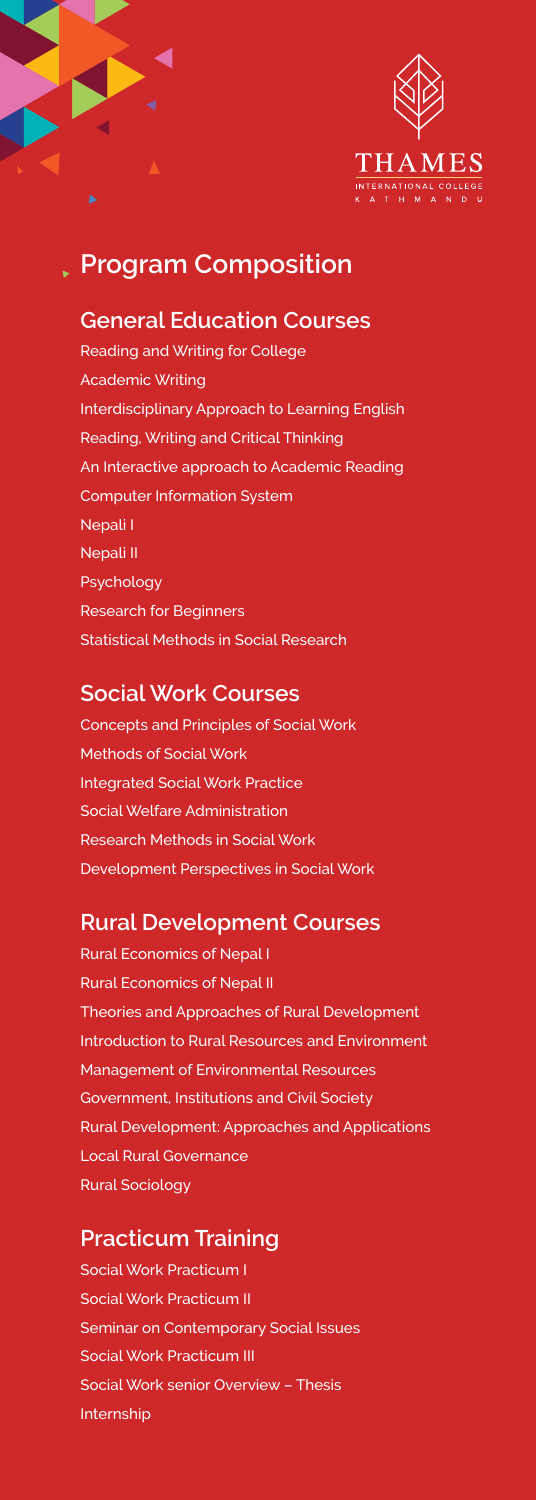## Program Composition

### General Education Courses

Reading and Writing for College

Academic Writing

Interdisciplinary Approach to Learning English

Reading, Writing and Critical Thinking

An Interactive approach to Academic Reading

Computer Information System

Nepali I

Nepali II

Psychology

Research for Beginners

Statistical Methods in Social Research

### Social Work Courses

Concepts and Principles of Social Work

Methods of Social Work

Integrated Social Work Practice

Social Welfare Administration

Research Methods in Social Work

Development Perspectives in Social Work

### Rural Development Courses

Rural Economics of Nepal I

Rural Economics of Nepal II

Theories and Approaches of Rural Development

Introduction to Rural Resources and Environment

Management of Environmental Resources

Government, Institutions and Civil Society

Rural Development: Approaches and Applications

Local Rural Governance

Rural Sociology

### Practicum Training

Social Work Practicum I

Social Work Practicum II

Seminar on Contemporary Social Issues

Social Work Practicum III

Social Work senior Overview – Thesis

Internship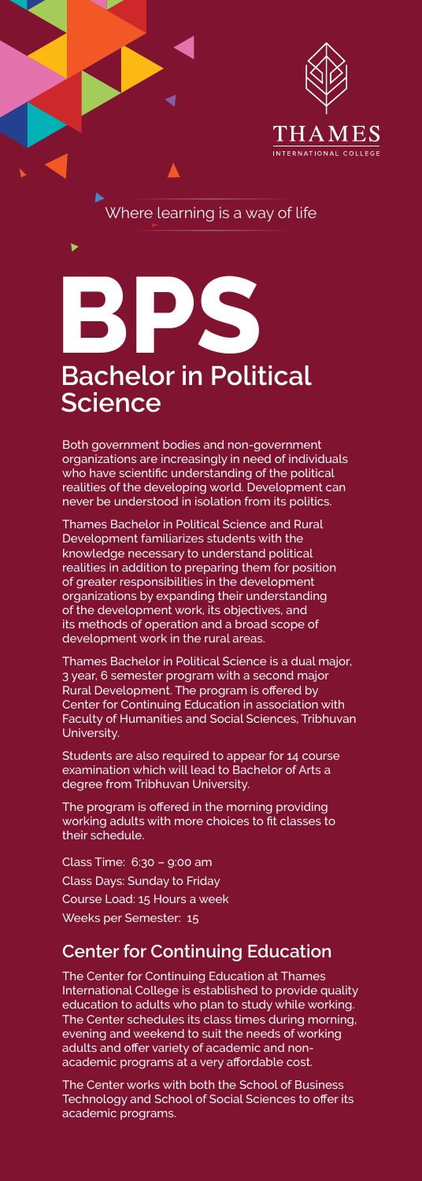THAMES

INTERNATIONAL COLLEGE

Where learning is a way of life

# BPS

## Bachelor in Political Science

Both government bodies and non-government organizations are increasingly in need of individuals who have scientific understanding of the political realities of the developing world. Development can never be understood in isolation from its politics.

Thames Bachelor in Political Science and Rural Development familiarizes students with the knowledge necessary to understand political realities in addition to preparing them for position of greater responsibilities in the development organizations by expanding their understanding of the development work, its objectives, and its methods of operation and a broad scope of development work in the rural areas.

Thames Bachelor in Political Science is a dual major, 3 year, 6 semester program with a second major Rural Development. The program is offered by Center for Continuing Education in association with Faculty of Humanities and Social Sciences, Tribhuvan University.

Students are also required to appear for 14 course examination which will lead to Bachelor of Arts a degree from Tribhuvan University.

The program is offered in the morning providing working adults with more choices to fit classes to their schedule.

Class Time: 6:30 – 9:00 am

Class Days: Sunday to Friday

Course Load: 15 Hours a week

Weeks per Semester: 15

## Center for Continuing Education

The Center for Continuing Education at Thames International College is established to provide quality education to adults who plan to study while working. The Center schedules its class times during morning, evening and weekend to suit the needs of working adults and offer variety of academic and non-academic programs at a very affordable cost.

The Center works with both the School of Business Technology and School of Social Sciences to offer its academic programs.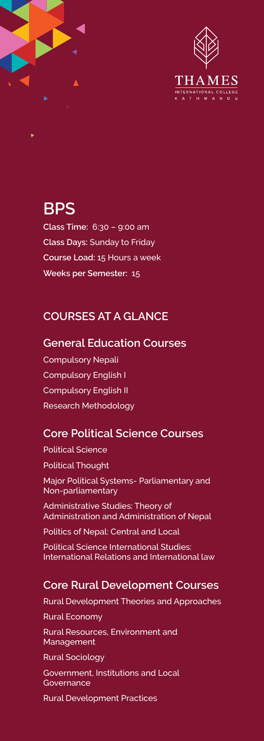THAMES
INTERNATIONAL COLLEGE
KATHMANDU

# BPS

**Class Time:** 6:30 – 9:00 am

**Class Days:** Sunday to Friday

**Course Load:** 15 Hours a week

**Weeks per Semester:** 15

## COURSES AT A GLANCE

### General Education Courses

Compulsory Nepali

Compulsory English I

Compulsory English II

Research Methodology

### Core Political Science Courses

Political Science

Political Thought

Major Political Systems- Parliamentary and Non-parliamentary

Administrative Studies: Theory of Administration and Administration of Nepal

Politics of Nepal: Central and Local

Political Science International Studies: International Relations and International law

### Core Rural Development Courses

Rural Development Theories and Approaches

Rural Economy

Rural Resources, Environment and Management

Rural Sociology

Government, Institutions and Local Governance

Rural Development Practices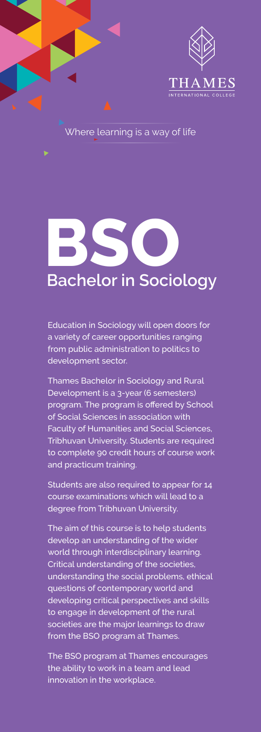THAMES

INTERNATIONAL COLLEGE

Where learning is a way of life

# BSO

## Bachelor in Sociology

Education in Sociology will open doors for a variety of career opportunities ranging from public administration to politics to development sector.

Thames Bachelor in Sociology and Rural Development is a 3-year (6 semesters) program. The program is offered by School of Social Sciences in association with Faculty of Humanities and Social Sciences, Tribhuvan University. Students are required to complete 90 credit hours of course work and practicum training.

Students are also required to appear for 14 course examinations which will lead to a degree from Tribhuvan University.

The aim of this course is to help students develop an understanding of the wider world through interdisciplinary learning. Critical understanding of the societies, understanding the social problems, ethical questions of contemporary world and developing critical perspectives and skills to engage in development of the rural societies are the major learnings to draw from the BSO program at Thames.

The BSO program at Thames encourages the ability to work in a team and lead innovation in the workplace.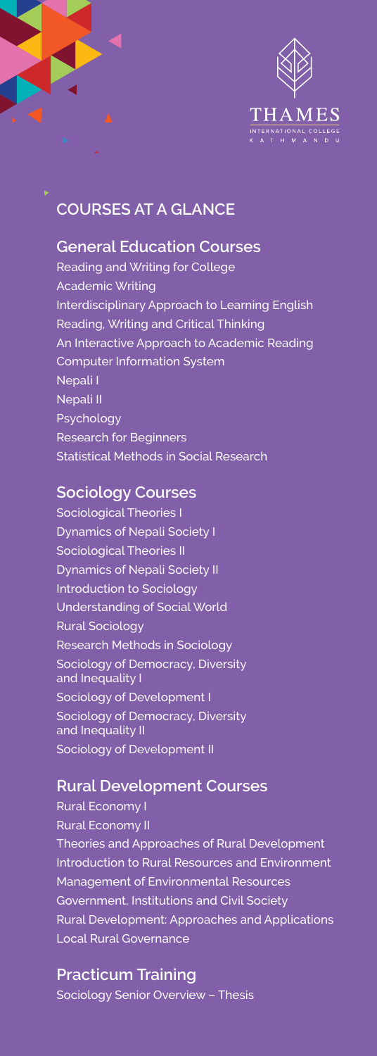THAMES
INTERNATIONAL COLLEGE
KATHMANDU

# COURSES AT A GLANCE

## General Education Courses

Reading and Writing for College
Academic Writing
Interdisciplinary Approach to Learning English
Reading, Writing and Critical Thinking
An Interactive Approach to Academic Reading
Computer Information System
Nepali I
Nepali II
Psychology
Research for Beginners
Statistical Methods in Social Research

## Sociology Courses

Sociological Theories I
Dynamics of Nepali Society I
Sociological Theories II
Dynamics of Nepali Society II
Introduction to Sociology
Understanding of Social World
Rural Sociology
Research Methods in Sociology
Sociology of Democracy, Diversity and Inequality I
Sociology of Development I
Sociology of Democracy, Diversity and Inequality II
Sociology of Development II

## Rural Development Courses

Rural Economy I
Rural Economy II
Theories and Approaches of Rural Development
Introduction to Rural Resources and Environment
Management of Environmental Resources
Government, Institutions and Civil Society
Rural Development: Approaches and Applications
Local Rural Governance

## Practicum Training

Sociology Senior Overview – Thesis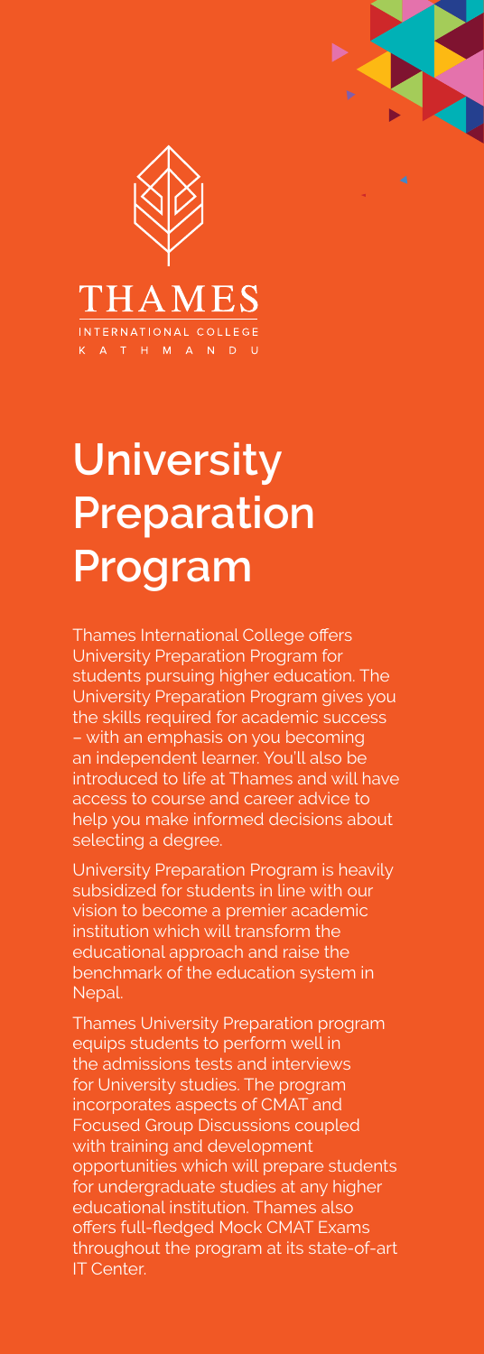THAMES

INTERNATIONAL COLLEGE

KATHMANDU

# University Preparation Program

Thames International College offers University Preparation Program for students pursuing higher education. The University Preparation Program gives you the skills required for academic success – with an emphasis on you becoming an independent learner. You'll also be introduced to life at Thames and will have access to course and career advice to help you make informed decisions about selecting a degree.

University Preparation Program is heavily subsidized for students in line with our vision to become a premier academic institution which will transform the educational approach and raise the benchmark of the education system in Nepal.

Thames University Preparation program equips students to perform well in the admissions tests and interviews for University studies. The program incorporates aspects of CMAT and Focused Group Discussions coupled with training and development opportunities which will prepare students for undergraduate studies at any higher educational institution. Thames also offers full-fledged Mock CMAT Exams throughout the program at its state-of-art IT Center.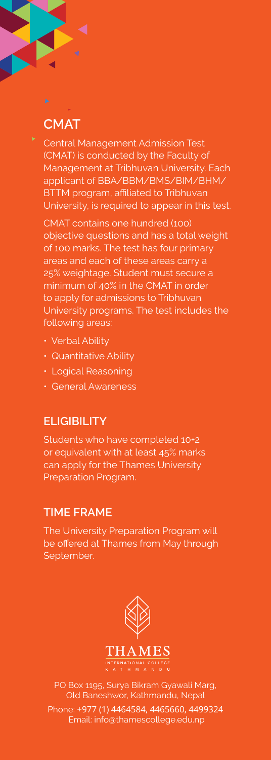## CMAT

Central Management Admission Test (CMAT) is conducted by the Faculty of Management at Tribhuvan University. Each applicant of BBA/BBM/BMS/BIM/BHM/BTTM program, affiliated to Tribhuvan University, is required to appear in this test.

CMAT contains one hundred (100) objective questions and has a total weight of 100 marks. The test has four primary areas and each of these areas carry a 25% weightage. Student must secure a minimum of 40% in the CMAT in order to apply for admissions to Tribhuvan University programs. The test includes the following areas:

- Verbal Ability
- Quantitative Ability
- Logical Reasoning
- General Awareness

## ELIGIBILITY

Students who have completed 10+2 or equivalent with at least 45% marks can apply for the Thames University Preparation Program.

## TIME FRAME

The University Preparation Program will be offered at Thames from May through September.

THAMES
INTERNATIONAL COLLEGE
KATHMANDU

PO Box 1195, Surya Bikram Gyawali Marg, Old Baneshwor, Kathmandu, Nepal

Phone: +977 (1) 4464584, 4465660, 4499324
Email: info@thamescollege.edu.np